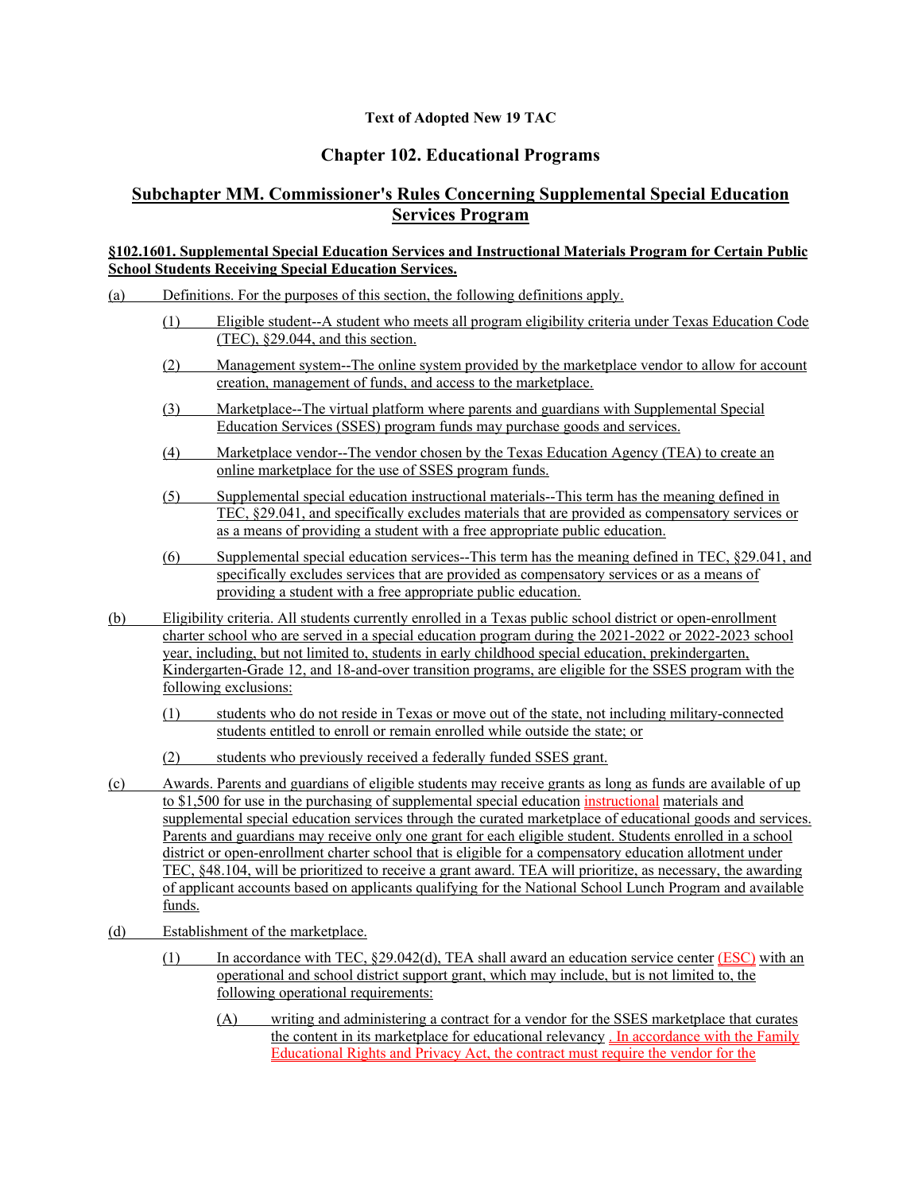**Text of Adopted New 19 TAC**

# Chapter 102. Educational Programs

## Subchapter MM. Commissioner's Rules Concerning Supplemental Special Education Services Program

### §102.1601. Supplemental Special Education Services and Instructional Materials Program for Certain Public School Students Receiving Special Education Services.

(a) Definitions. For the purposes of this section, the following definitions apply.

(1) Eligible student--A student who meets all program eligibility criteria under Texas Education Code (TEC), §29.044, and this section.

(2) Management system--The online system provided by the marketplace vendor to allow for account creation, management of funds, and access to the marketplace.

(3) Marketplace--The virtual platform where parents and guardians with Supplemental Special Education Services (SSES) program funds may purchase goods and services.

(4) Marketplace vendor--The vendor chosen by the Texas Education Agency (TEA) to create an online marketplace for the use of SSES program funds.

(5) Supplemental special education instructional materials--This term has the meaning defined in TEC, §29.041, and specifically excludes materials that are provided as compensatory services or as a means of providing a student with a free appropriate public education.

(6) Supplemental special education services--This term has the meaning defined in TEC, §29.041, and specifically excludes services that are provided as compensatory services or as a means of providing a student with a free appropriate public education.

(b) Eligibility criteria. All students currently enrolled in a Texas public school district or open-enrollment charter school who are served in a special education program during the 2021-2022 or 2022-2023 school year, including, but not limited to, students in early childhood special education, prekindergarten, Kindergarten-Grade 12, and 18-and-over transition programs, are eligible for the SSES program with the following exclusions:

(1) students who do not reside in Texas or move out of the state, not including military-connected students entitled to enroll or remain enrolled while outside the state; or

(2) students who previously received a federally funded SSES grant.

(c) Awards. Parents and guardians of eligible students may receive grants as long as funds are available of up to $1,500 for use in the purchasing of supplemental special education instructional materials and supplemental special education services through the curated marketplace of educational goods and services. Parents and guardians may receive only one grant for each eligible student. Students enrolled in a school district or open-enrollment charter school that is eligible for a compensatory education allotment under TEC, §48.104, will be prioritized to receive a grant award. TEA will prioritize, as necessary, the awarding of applicant accounts based on applicants qualifying for the National School Lunch Program and available funds.

(d) Establishment of the marketplace.

(1) In accordance with TEC, §29.042(d), TEA shall award an education service center (ESC) with an operational and school district support grant, which may include, but is not limited to, the following operational requirements:

(A) writing and administering a contract for a vendor for the SSES marketplace that curates the content in its marketplace for educational relevancy . In accordance with the Family Educational Rights and Privacy Act, the contract must require the vendor for the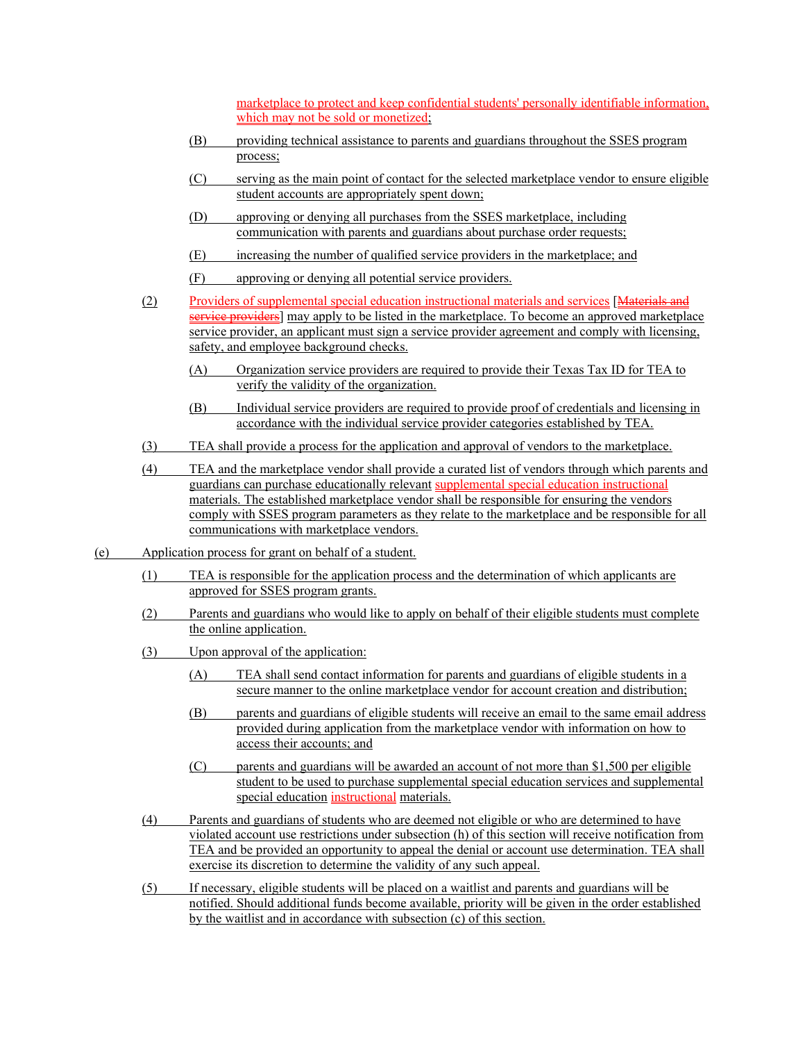marketplace to protect and keep confidential students' personally identifiable information, which may not be sold or monetized;

(B) providing technical assistance to parents and guardians throughout the SSES program process;

(C) serving as the main point of contact for the selected marketplace vendor to ensure eligible student accounts are appropriately spent down;

(D) approving or denying all purchases from the SSES marketplace, including communication with parents and guardians about purchase order requests;

(E) increasing the number of qualified service providers in the marketplace; and

(F) approving or denying all potential service providers.

(2) Providers of supplemental special education instructional materials and services [~~Materials and service providers~~] may apply to be listed in the marketplace. To become an approved marketplace service provider, an applicant must sign a service provider agreement and comply with licensing, safety, and employee background checks.

(A) Organization service providers are required to provide their Texas Tax ID for TEA to verify the validity of the organization.

(B) Individual service providers are required to provide proof of credentials and licensing in accordance with the individual service provider categories established by TEA.

(3) TEA shall provide a process for the application and approval of vendors to the marketplace.

(4) TEA and the marketplace vendor shall provide a curated list of vendors through which parents and guardians can purchase educationally relevant supplemental special education instructional materials. The established marketplace vendor shall be responsible for ensuring the vendors comply with SSES program parameters as they relate to the marketplace and be responsible for all communications with marketplace vendors.

(e) Application process for grant on behalf of a student.

(1) TEA is responsible for the application process and the determination of which applicants are approved for SSES program grants.

(2) Parents and guardians who would like to apply on behalf of their eligible students must complete the online application.

(3) Upon approval of the application:

(A) TEA shall send contact information for parents and guardians of eligible students in a secure manner to the online marketplace vendor for account creation and distribution;

(B) parents and guardians of eligible students will receive an email to the same email address provided during application from the marketplace vendor with information on how to access their accounts; and

(C) parents and guardians will be awarded an account of not more than $1,500 per eligible student to be used to purchase supplemental special education services and supplemental special education instructional materials.

(4) Parents and guardians of students who are deemed not eligible or who are determined to have violated account use restrictions under subsection (h) of this section will receive notification from TEA and be provided an opportunity to appeal the denial or account use determination. TEA shall exercise its discretion to determine the validity of any such appeal.

(5) If necessary, eligible students will be placed on a waitlist and parents and guardians will be notified. Should additional funds become available, priority will be given in the order established by the waitlist and in accordance with subsection (c) of this section.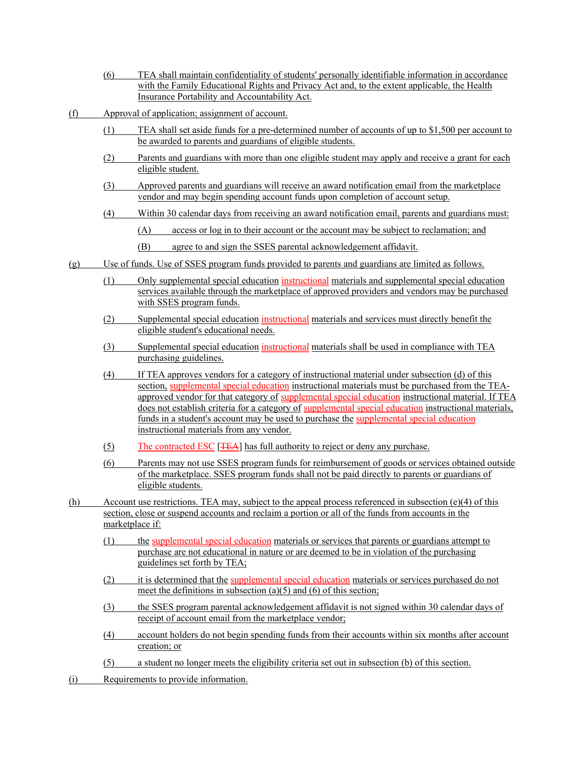(6) TEA shall maintain confidentiality of students' personally identifiable information in accordance with the Family Educational Rights and Privacy Act and, to the extent applicable, the Health Insurance Portability and Accountability Act.

(f) Approval of application; assignment of account.

(1) TEA shall set aside funds for a pre-determined number of accounts of up to $1,500 per account to be awarded to parents and guardians of eligible students.

(2) Parents and guardians with more than one eligible student may apply and receive a grant for each eligible student.

(3) Approved parents and guardians will receive an award notification email from the marketplace vendor and may begin spending account funds upon completion of account setup.

(4) Within 30 calendar days from receiving an award notification email, parents and guardians must:

(A) access or log in to their account or the account may be subject to reclamation; and

(B) agree to and sign the SSES parental acknowledgement affidavit.

(g) Use of funds. Use of SSES program funds provided to parents and guardians are limited as follows.

(1) Only supplemental special education instructional materials and supplemental special education services available through the marketplace of approved providers and vendors may be purchased with SSES program funds.

(2) Supplemental special education instructional materials and services must directly benefit the eligible student's educational needs.

(3) Supplemental special education instructional materials shall be used in compliance with TEA purchasing guidelines.

(4) If TEA approves vendors for a category of instructional material under subsection (d) of this section, supplemental special education instructional materials must be purchased from the TEA-approved vendor for that category of supplemental special education instructional material. If TEA does not establish criteria for a category of supplemental special education instructional materials, funds in a student's account may be used to purchase the supplemental special education instructional materials from any vendor.

(5) The contracted ESC [~~TEA~~] has full authority to reject or deny any purchase.

(6) Parents may not use SSES program funds for reimbursement of goods or services obtained outside of the marketplace. SSES program funds shall not be paid directly to parents or guardians of eligible students.

(h) Account use restrictions. TEA may, subject to the appeal process referenced in subsection (e)(4) of this section, close or suspend accounts and reclaim a portion or all of the funds from accounts in the marketplace if:

(1) the supplemental special education materials or services that parents or guardians attempt to purchase are not educational in nature or are deemed to be in violation of the purchasing guidelines set forth by TEA;

(2) it is determined that the supplemental special education materials or services purchased do not meet the definitions in subsection (a)(5) and (6) of this section;

(3) the SSES program parental acknowledgement affidavit is not signed within 30 calendar days of receipt of account email from the marketplace vendor;

(4) account holders do not begin spending funds from their accounts within six months after account creation; or

(5) a student no longer meets the eligibility criteria set out in subsection (b) of this section.

(i) Requirements to provide information.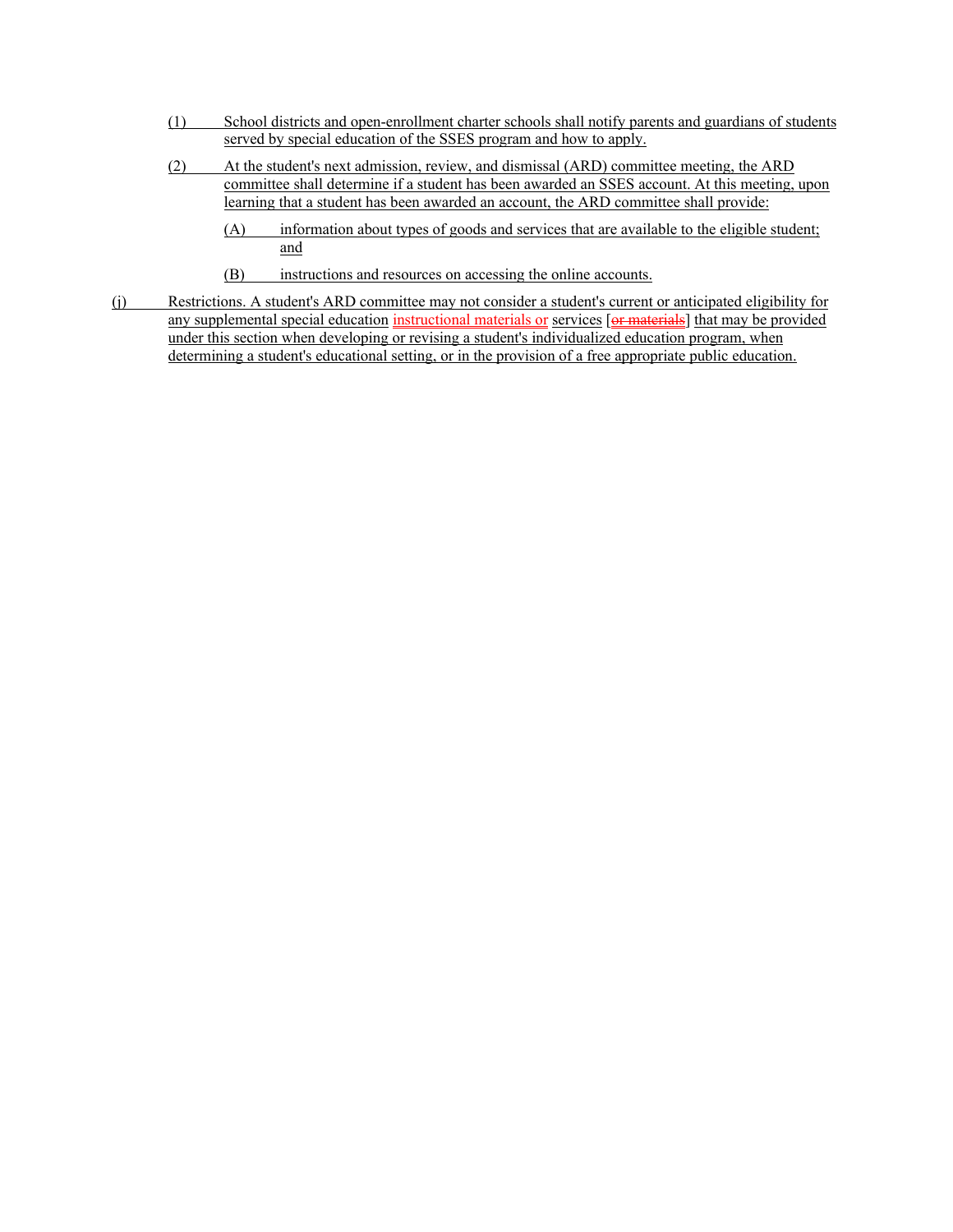(1) School districts and open-enrollment charter schools shall notify parents and guardians of students served by special education of the SSES program and how to apply.

(2) At the student's next admission, review, and dismissal (ARD) committee meeting, the ARD committee shall determine if a student has been awarded an SSES account. At this meeting, upon learning that a student has been awarded an account, the ARD committee shall provide:

(A) information about types of goods and services that are available to the eligible student; and

(B) instructions and resources on accessing the online accounts.

(j) Restrictions. A student's ARD committee may not consider a student's current or anticipated eligibility for any supplemental special education instructional materials or services [~~or materials~~] that may be provided under this section when developing or revising a student's individualized education program, when determining a student's educational setting, or in the provision of a free appropriate public education.